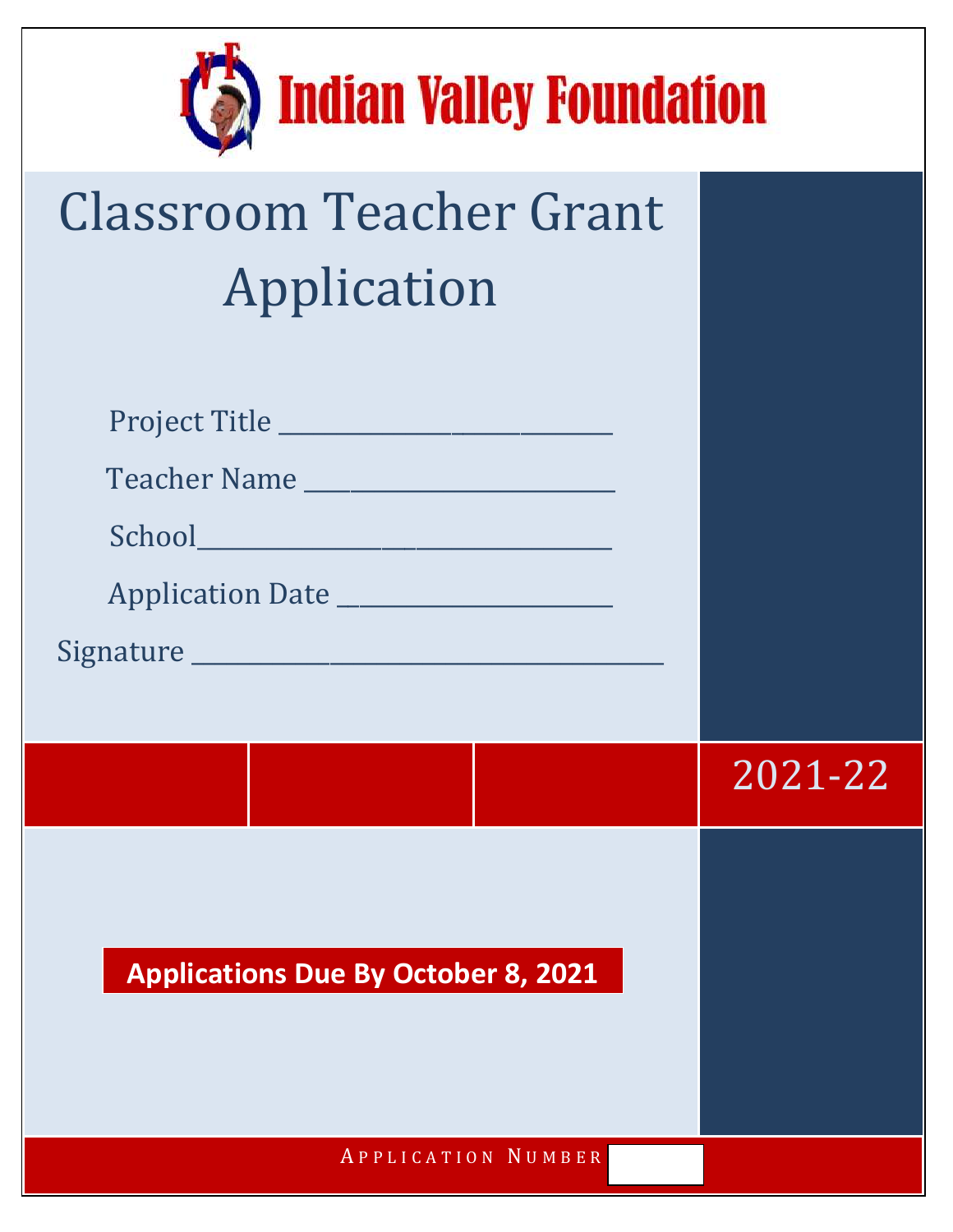# Indian Valley Foundation

# Classroom Teacher Grant Application

Project Title ___________________________

Teacher Name ________________________

School__________________________________

Application Date _____________________

Signature ______________________________________

2021-22

**Applications Due By October 8, 2021**

APPLICATION NUMBER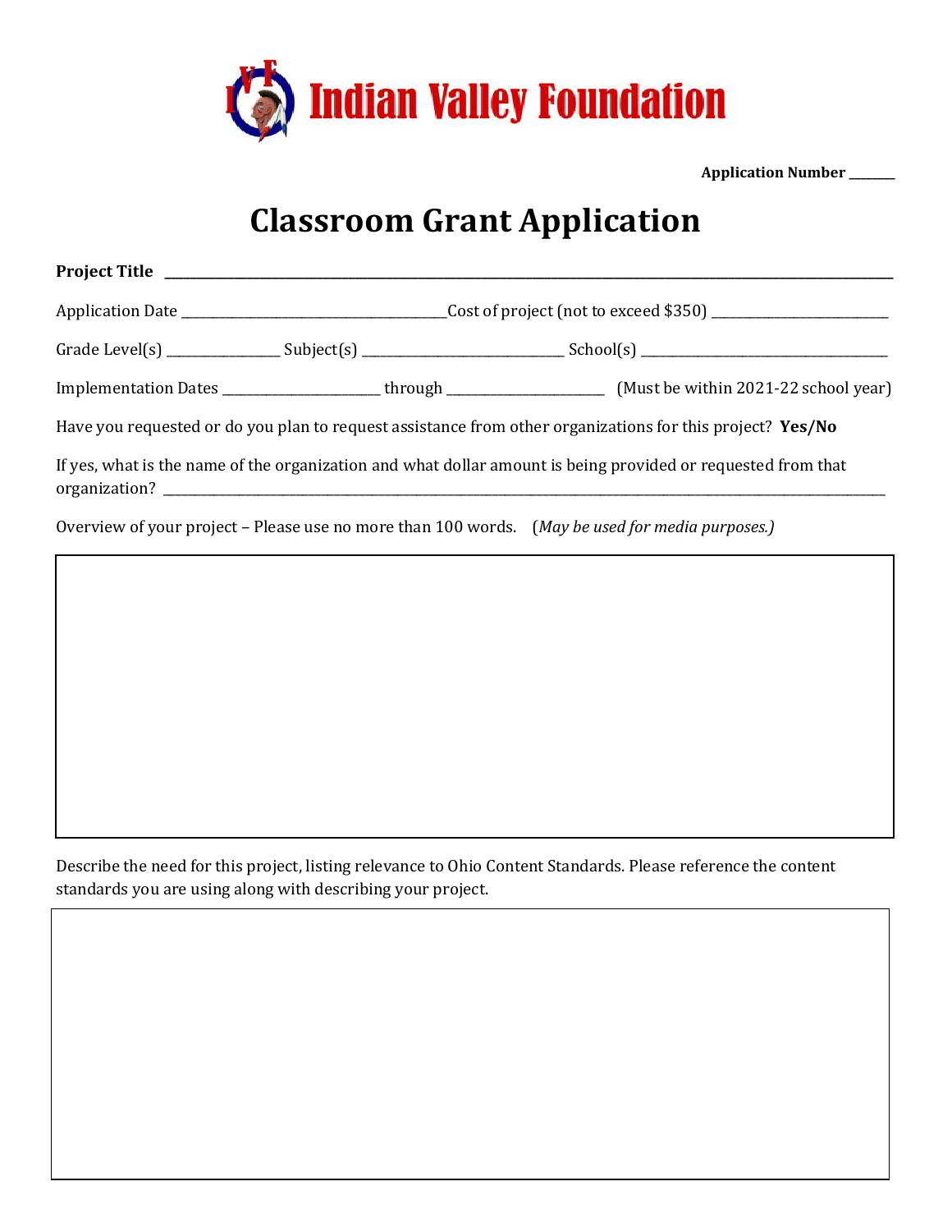# Indian Valley Foundation

**Application Number** _______

# Classroom Grant Application

**Project Title** ____________________________________________________________

Application Date ______________________________ Cost of project (not to exceed $350) ____________________

Grade Level(s) ______________ Subject(s) ________________________ School(s) ______________________________

Implementation Dates ____________________ through ____________________ (Must be within 2021-22 school year)

Have you requested or do you plan to request assistance from other organizations for this project? **Yes/No**

If yes, what is the name of the organization and what dollar amount is being provided or requested from that organization? ________________________________________________________________

Overview of your project – Please use no more than 100 words. (*May be used for media purposes.*)

| |
|---|
| |

Describe the need for this project, listing relevance to Ohio Content Standards. Please reference the content standards you are using along with describing your project.

| |
|---|
| |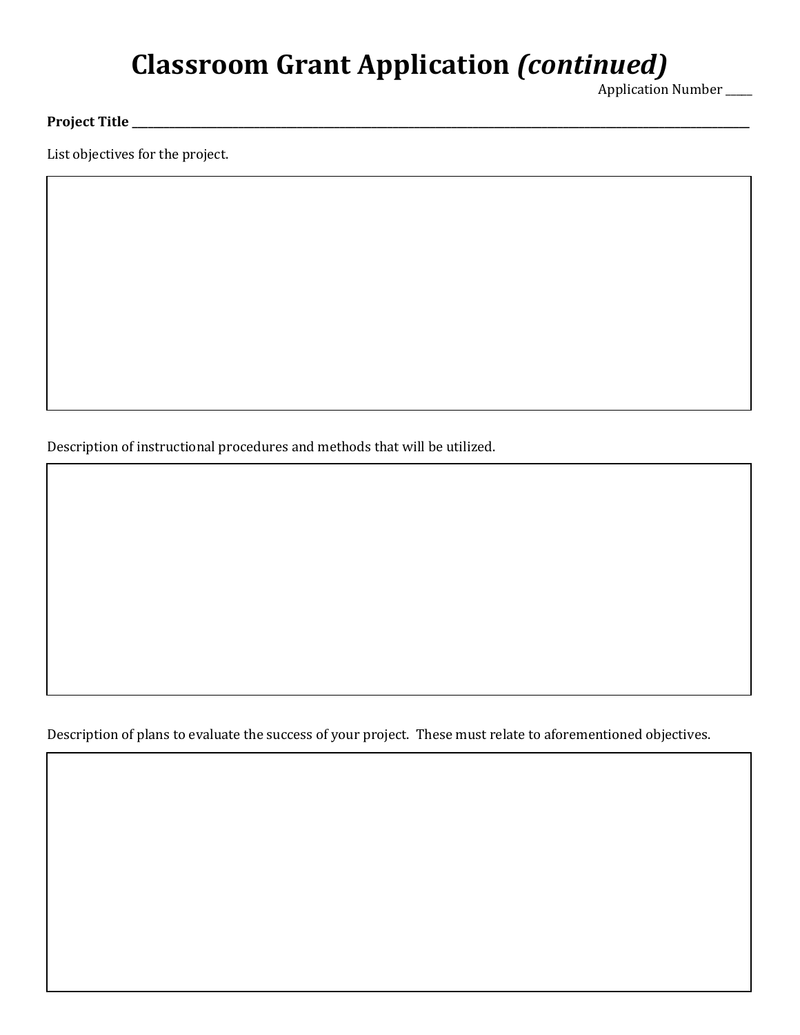# Classroom Grant Application *(continued)*

Application Number _____

**Project Title** ______________________________________________________________________________________________

List objectives for the project.

Description of instructional procedures and methods that will be utilized.

Description of plans to evaluate the success of your project. These must relate to aforementioned objectives.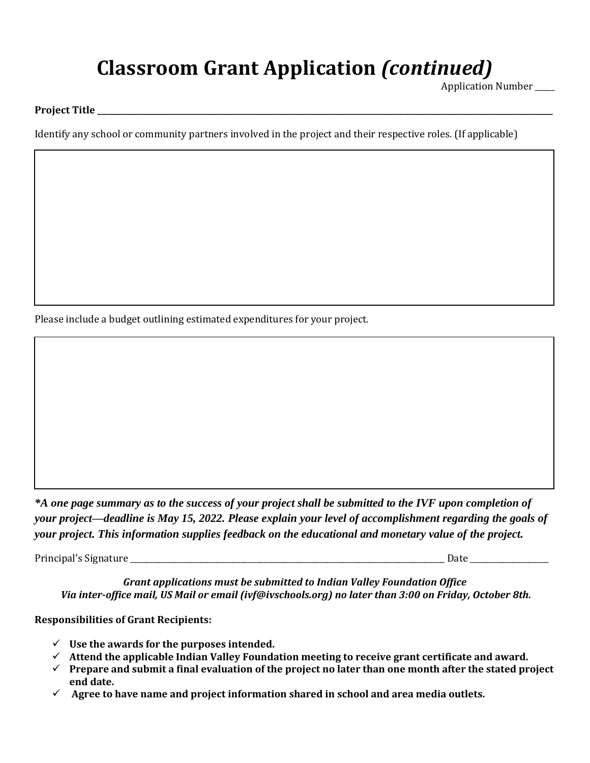# Classroom Grant Application *(continued)*

Application Number _____

**Project Title** ___________________________________________________________________________

Identify any school or community partners involved in the project and their respective roles. (If applicable)

Please include a budget outlining estimated expenditures for your project.

***\*A one page summary as to the success of your project shall be submitted to the IVF upon completion of your project—deadline is May 15, 2022. Please explain your level of accomplishment regarding the goals of your project. This information supplies feedback on the educational and monetary value of the project.***

Principal's Signature ______________________________________________ Date ______________

***Grant applications must be submitted to Indian Valley Foundation Office***
***Via inter-office mail, US Mail or email (ivf@ivschools.org) no later than 3:00 on Friday, October 8th.***

**Responsibilities of Grant Recipients:**

- ✓ **Use the awards for the purposes intended.**
- ✓ **Attend the applicable Indian Valley Foundation meeting to receive grant certificate and award.**
- ✓ **Prepare and submit a final evaluation of the project no later than one month after the stated project end date.**
- ✓ **Agree to have name and project information shared in school and area media outlets.**